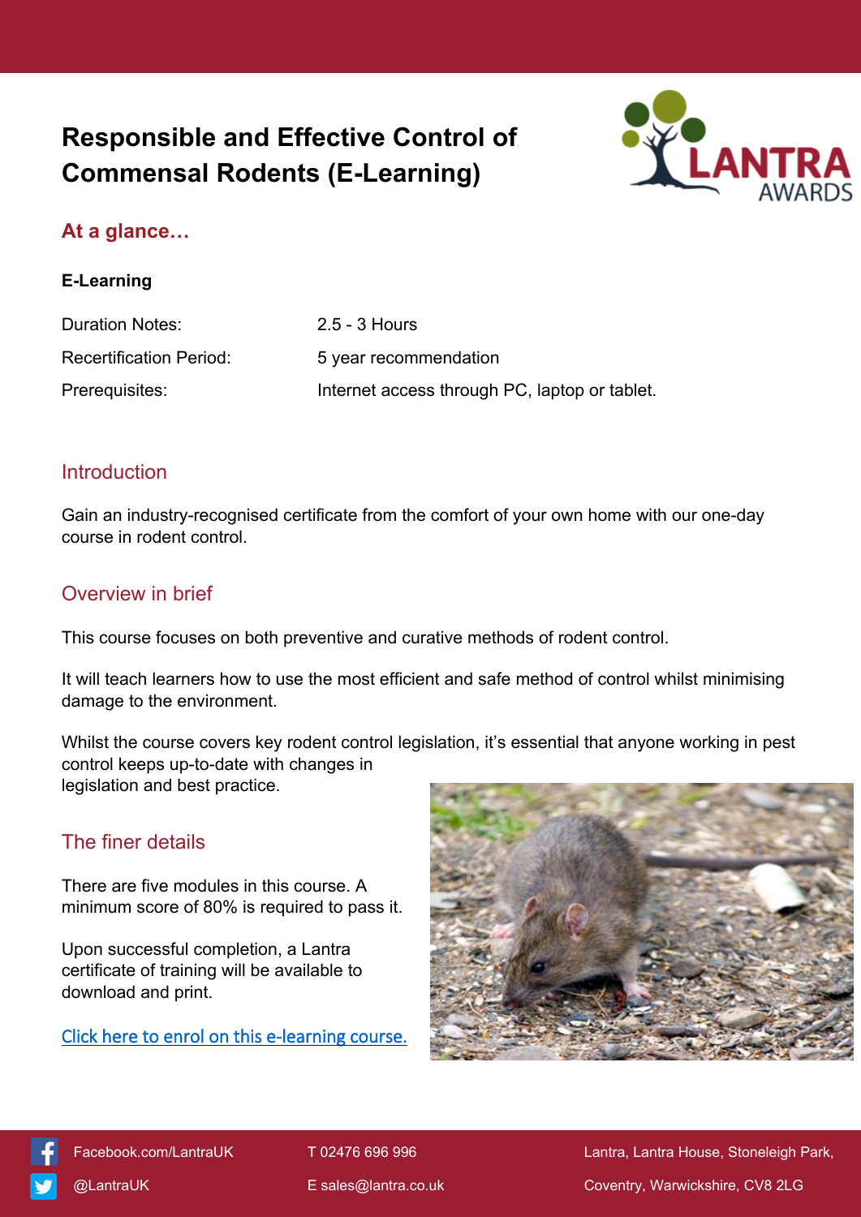# Responsible and Effective Control of Commensal Rodents (E-Learning)

## At a glance…

**E-Learning**

| | |
|---|---|
| Duration Notes: | 2.5 - 3 Hours |
| Recertification Period: | 5 year recommendation |
| Prerequisites: | Internet access through PC, laptop or tablet. |

## Introduction

Gain an industry-recognised certificate from the comfort of your own home with our one-day course in rodent control.

## Overview in brief

This course focuses on both preventive and curative methods of rodent control.

It will teach learners how to use the most efficient and safe method of control whilst minimising damage to the environment.

Whilst the course covers key rodent control legislation, it's essential that anyone working in pest control keeps up-to-date with changes in legislation and best practice.

## The finer details

There are five modules in this course. A minimum score of 80% is required to pass it.

Upon successful completion, a Lantra certificate of training will be available to download and print.

[Click here to enrol on this e-learning course.]

Facebook.com/LantraUK

@LantraUK

T 02476 696 996

E sales@lantra.co.uk

Lantra, Lantra House, Stoneleigh Park, Coventry, Warwickshire, CV8 2LG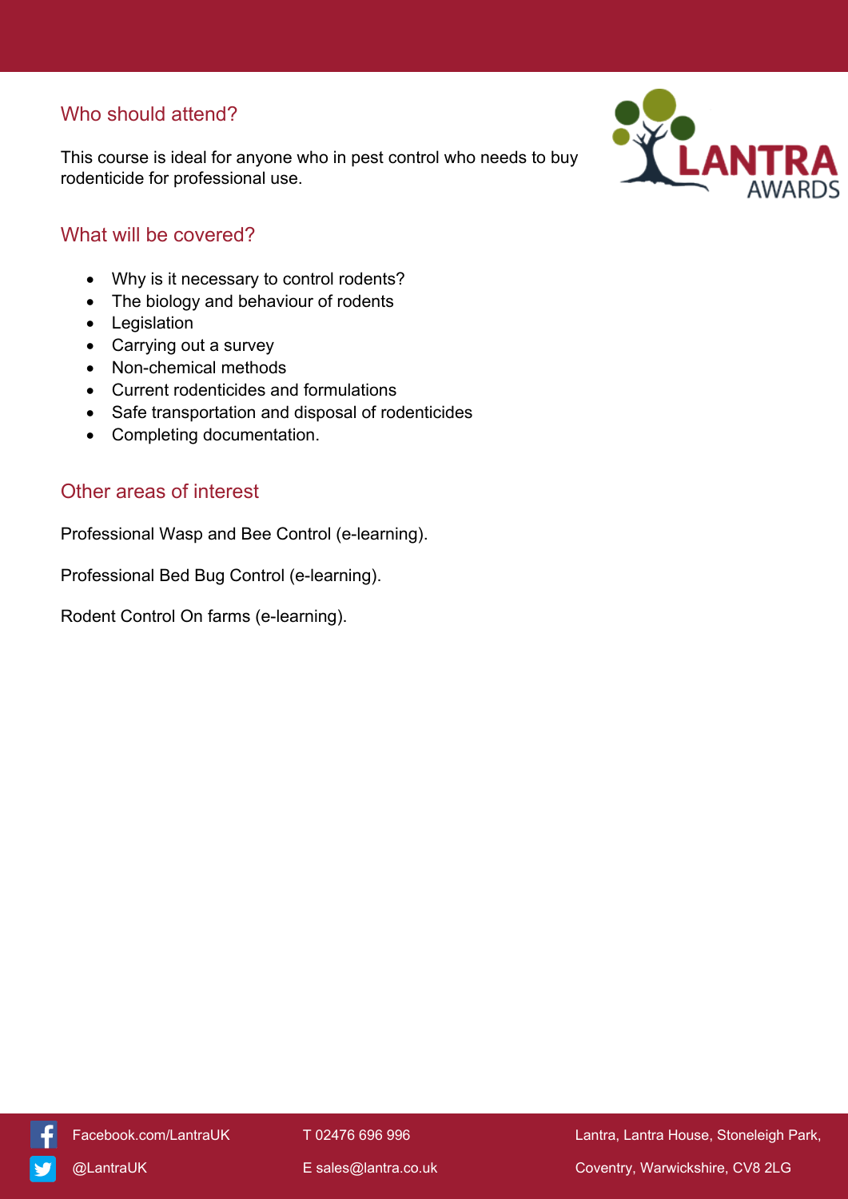## Who should attend?

This course is ideal for anyone who in pest control who needs to buy rodenticide for professional use.

## What will be covered?

- Why is it necessary to control rodents?
- The biology and behaviour of rodents
- Legislation
- Carrying out a survey
- Non-chemical methods
- Current rodenticides and formulations
- Safe transportation and disposal of rodenticides
- Completing documentation.

## Other areas of interest

Professional Wasp and Bee Control (e-learning).

Professional Bed Bug Control (e-learning).

Rodent Control On farms (e-learning).

Facebook.com/LantraUK

@LantraUK

T 02476 696 996

E sales@lantra.co.uk

Lantra, Lantra House, Stoneleigh Park, Coventry, Warwickshire, CV8 2LG